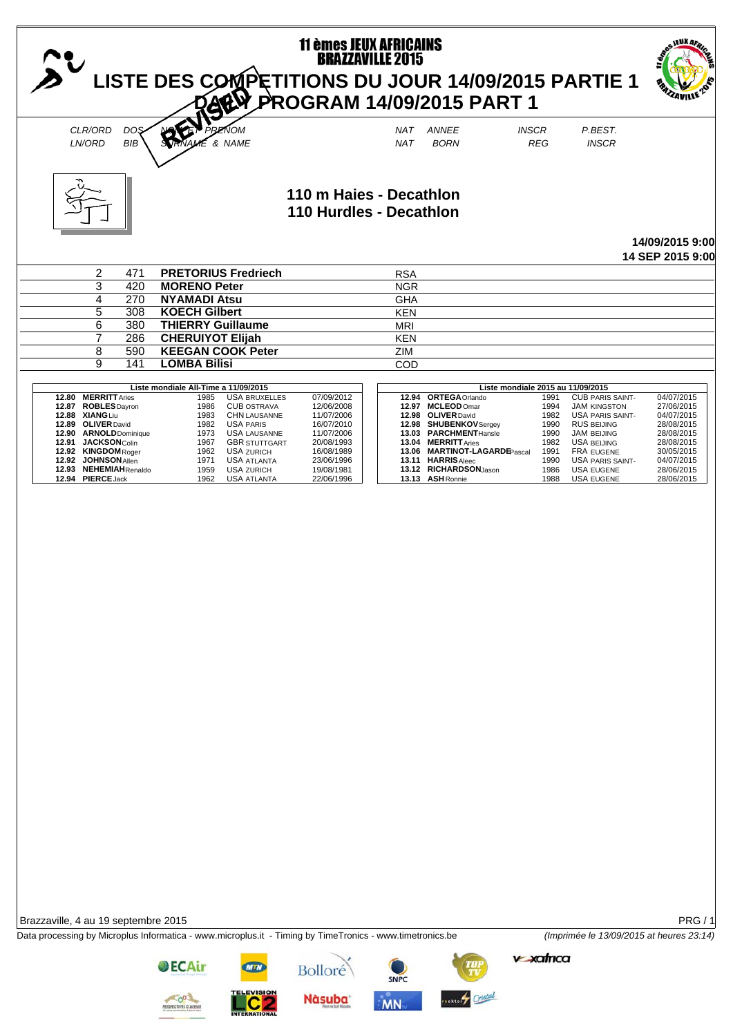# 11 èmes JEUX AFRICAINS BRAZZAVILLE 2015

## LISTE DES COMPETITIONS DU JOUR 14/09/2015 PARTIE 1
## DAILY PROGRAM 14/09/2015 PART 1

REVISED

### 110 m Haies - Decathlon
### 110 Hurdles - Decathlon

14/09/2015 9:00
14 SEP 2015 9:00

| CLR/ORD LN/ORD | DOS BIB | NOM ET PRENOM SURNAME & NAME | NAT NAT | ANNEE BORN | INSCR REG | P.BEST. INSCR |
|---|---|---|---|---|---|---|
| 2 | 471 | **PRETORIUS Fredriech** | RSA | | | |
| 3 | 420 | **MORENO Peter** | NGR | | | |
| 4 | 270 | **NYAMADI Atsu** | GHA | | | |
| 5 | 308 | **KOECH Gilbert** | KEN | | | |
| 6 | 380 | **THIERRY Guillaume** | MRI | | | |
| 7 | 286 | **CHERUIYOT Elijah** | KEN | | | |
| 8 | 590 | **KEEGAN COOK Peter** | ZIM | | | |
| 9 | 141 | **LOMBA Bilisi** | COD | | | |

**Liste mondiale All-Time a 11/09/2015**

| Perf | Name | Born | Nat / Venue | Date |
|---|---|---|---|---|
| 12.80 | **MERRITT** Aries | 1985 | USA BRUXELLES | 07/09/2012 |
| 12.87 | **ROBLES** Dayron | 1986 | CUB OSTRAVA | 12/06/2008 |
| 12.88 | **XIANG** Liu | 1983 | CHN LAUSANNE | 11/07/2006 |
| 12.89 | **OLIVER** David | 1982 | USA PARIS | 16/07/2010 |
| 12.90 | **ARNOLD** Dominique | 1973 | USA LAUSANNE | 11/07/2006 |
| 12.91 | **JACKSON** Colin | 1967 | GBR STUTTGART | 20/08/1993 |
| 12.92 | **KINGDOM** Roger | 1962 | USA ZURICH | 16/08/1989 |
| 12.92 | **JOHNSON** Allen | 1971 | USA ATLANTA | 23/06/1996 |
| 12.93 | **NEHEMIAH** Renaldo | 1959 | USA ZURICH | 19/08/1981 |
| 12.94 | **PIERCE** Jack | 1962 | USA ATLANTA | 22/06/1996 |

**Liste mondiale 2015 au 11/09/2015**

| Perf | Name | Born | Nat / Venue | Date |
|---|---|---|---|---|
| 12.94 | **ORTEGA** Orlando | 1991 | CUB PARIS SAINT- | 04/07/2015 |
| 12.97 | **MCLEOD** Omar | 1994 | JAM KINGSTON | 27/06/2015 |
| 12.98 | **OLIVER** David | 1982 | USA PARIS SAINT- | 04/07/2015 |
| 12.98 | **SHUBENKOV** Sergey | 1990 | RUS BEIJING | 28/08/2015 |
| 13.03 | **PARCHMENT** Hansle | 1990 | JAM BEIJING | 28/08/2015 |
| 13.04 | **MERRITT** Aries | 1982 | USA BEIJING | 28/08/2015 |
| 13.06 | **MARTINOT-LAGARDE** Pascal | 1991 | FRA EUGENE | 30/05/2015 |
| 13.11 | **HARRIS** Aleec | 1990 | USA PARIS SAINT- | 04/07/2015 |
| 13.12 | **RICHARDSON** Jason | 1986 | USA EUGENE | 28/06/2015 |
| 13.13 | **ASH** Ronnie | 1988 | USA EUGENE | 28/06/2015 |

Brazzaville, 4 au 19 septembre 2015

Data processing by Microplus Informatica - www.microplus.it - Timing by TimeTronics - www.timetronics.be

*(Imprimée le 13/09/2015 at heures 23:14)*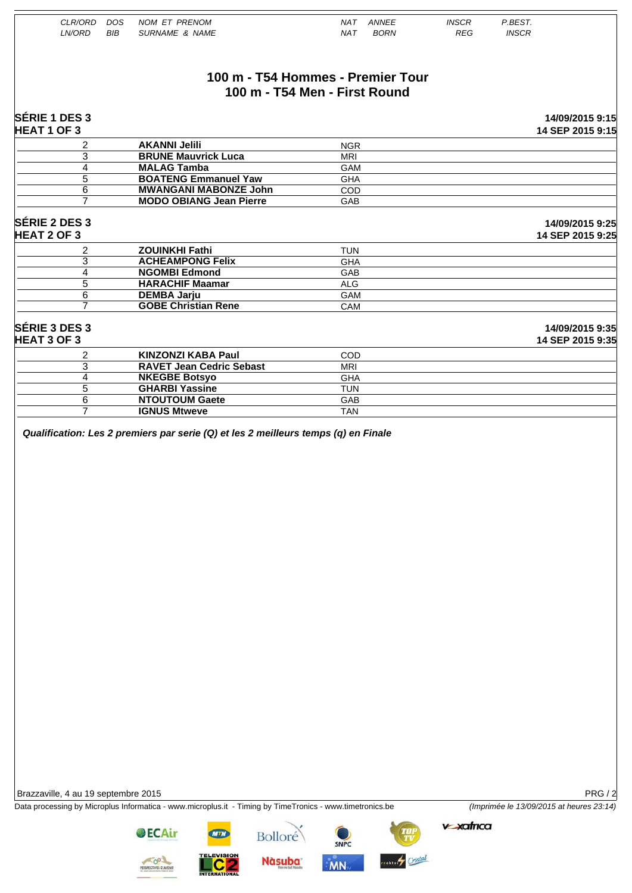| CLR/ORD<br>LN/ORD | DOS<br>BIB | NOM ET PRENOM<br>SURNAME & NAME | NAT<br>NAT | ANNEE<br>BORN | INSCR<br>REG | P.BEST.<br>INSCR |
|---|---|---|---|---|---|---|

# 100 m - T54 Hommes - Premier Tour
# 100 m - T54 Men - First Round

## SÉRIE 1 DES 3 — HEAT 1 OF 3

14/09/2015 9:15 — 14 SEP 2015 9:15

| LN/ORD | BIB | SURNAME & NAME | NAT | BORN | REG | INSCR |
|---|---|---|---|---|---|---|
| 2 | | **AKANNI Jelili** | NGR | | | |
| 3 | | **BRUNE Mauvrick Luca** | MRI | | | |
| 4 | | **MALAG Tamba** | GAM | | | |
| 5 | | **BOATENG Emmanuel Yaw** | GHA | | | |
| 6 | | **MWANGANI MABONZE John** | COD | | | |
| 7 | | **MODO OBIANG Jean Pierre** | GAB | | | |

## SÉRIE 2 DES 3 — HEAT 2 OF 3

14/09/2015 9:25 — 14 SEP 2015 9:25

| LN/ORD | BIB | SURNAME & NAME | NAT | BORN | REG | INSCR |
|---|---|---|---|---|---|---|
| 2 | | **ZOUINKHI Fathi** | TUN | | | |
| 3 | | **ACHEAMPONG Felix** | GHA | | | |
| 4 | | **NGOMBI Edmond** | GAB | | | |
| 5 | | **HARACHIF Maamar** | ALG | | | |
| 6 | | **DEMBA Jarju** | GAM | | | |
| 7 | | **GOBE Christian Rene** | CAM | | | |

## SÉRIE 3 DES 3 — HEAT 3 OF 3

14/09/2015 9:35 — 14 SEP 2015 9:35

| LN/ORD | BIB | SURNAME & NAME | NAT | BORN | REG | INSCR |
|---|---|---|---|---|---|---|
| 2 | | **KINZONZI KABA Paul** | COD | | | |
| 3 | | **RAVET Jean Cedric Sebast** | MRI | | | |
| 4 | | **NKEGBE Botsyo** | GHA | | | |
| 5 | | **GHARBI Yassine** | TUN | | | |
| 6 | | **NTOUTOUM Gaete** | GAB | | | |
| 7 | | **IGNUS Mtweve** | TAN | | | |

***Qualification: Les 2 premiers par serie (Q) et les 2 meilleurs temps (q) en Finale***

Brazzaville, 4 au 19 septembre 2015

Data processing by Microplus Informatica - www.microplus.it - Timing by TimeTronics - www.timetronics.be

*(Imprimée le 13/09/2015 at heures 23:14)*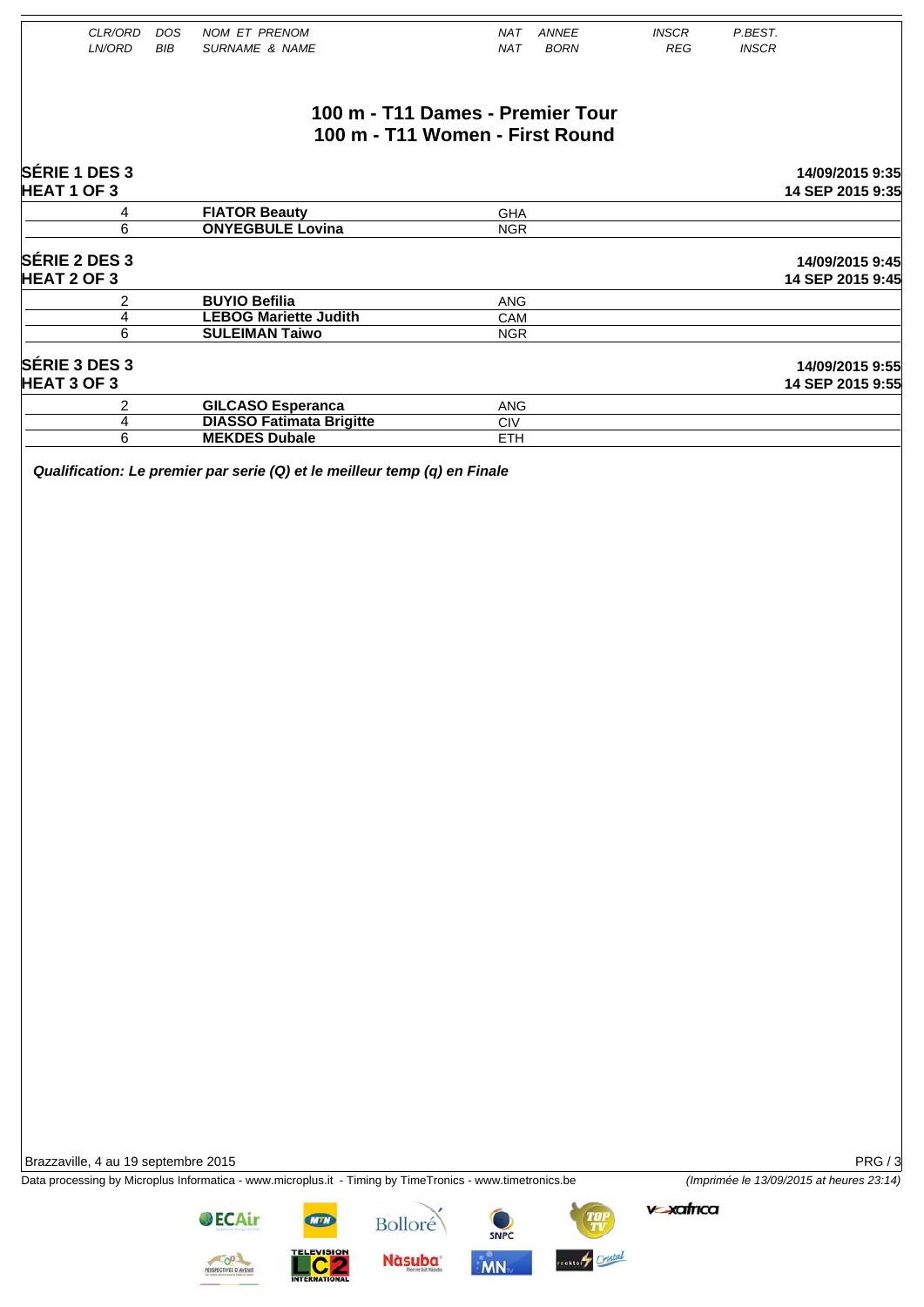| CLR/ORD LN/ORD | DOS BIB | NOM ET PRENOM SURNAME & NAME | NAT NAT | ANNEE BORN | INSCR REG | P.BEST. INSCR |
|---|---|---|---|---|---|---|

# 100 m - T11 Dames - Premier Tour
# 100 m - T11 Women - First Round

## SÉRIE 1 DES 3 / HEAT 1 OF 3

14/09/2015 9:35
14 SEP 2015 9:35

| LN/ORD | NAME | NAT |
|---|---|---|
| 4 | **FIATOR Beauty** | GHA |
| 6 | **ONYEGBULE Lovina** | NGR |

## SÉRIE 2 DES 3 / HEAT 2 OF 3

14/09/2015 9:45
14 SEP 2015 9:45

| LN/ORD | NAME | NAT |
|---|---|---|
| 2 | **BUYIO Befilia** | ANG |
| 4 | **LEBOG Mariette Judith** | CAM |
| 6 | **SULEIMAN Taiwo** | NGR |

## SÉRIE 3 DES 3 / HEAT 3 OF 3

14/09/2015 9:55
14 SEP 2015 9:55

| LN/ORD | NAME | NAT |
|---|---|---|
| 2 | **GILCASO Esperanca** | ANG |
| 4 | **DIASSO Fatimata Brigitte** | CIV |
| 6 | **MEKDES Dubale** | ETH |

***Qualification: Le premier par serie (Q) et le meilleur temp (q) en Finale***

Brazzaville, 4 au 19 septembre 2015

Data processing by Microplus Informatica - www.microplus.it - Timing by TimeTronics - www.timetronics.be

*(Imprimée le 13/09/2015 at heures 23:14)*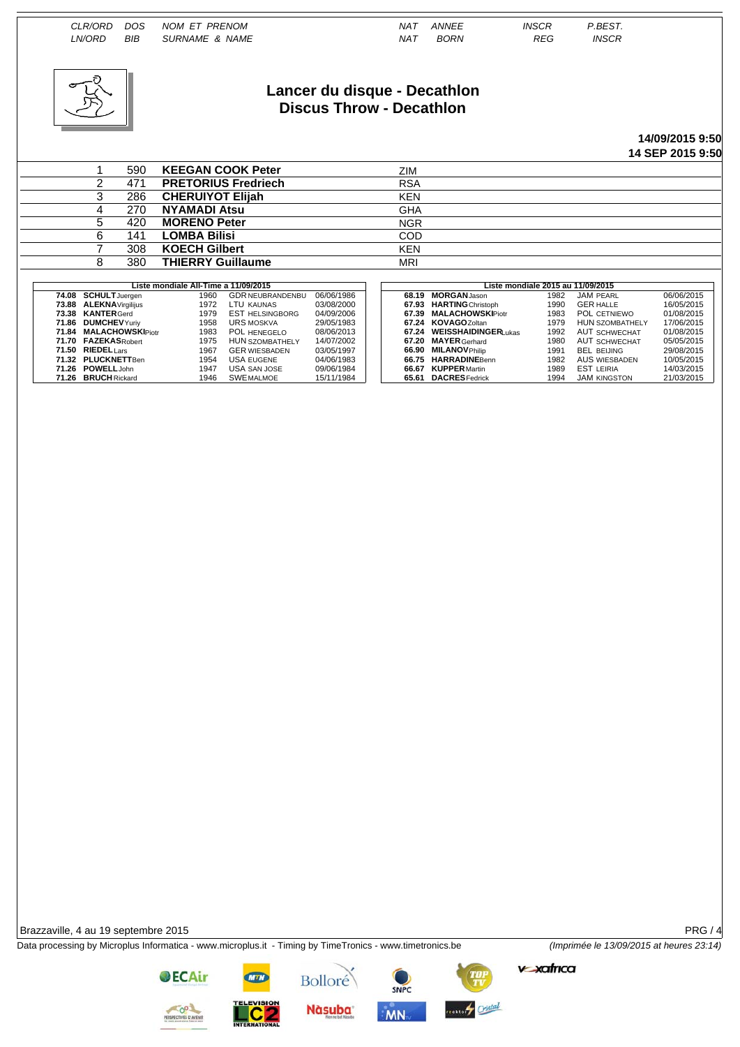# Lancer du disque - Decathlon
## Discus Throw - Decathlon

**14/09/2015 9:50**
**14 SEP 2015 9:50**

| CLR/ORD LN/ORD | DOS BIB | NOM ET PRENOM SURNAME & NAME | NAT NAT | ANNEE BORN | INSCR REG | P.BEST. INSCR |
|---|---|---|---|---|---|---|
| 1 | 590 | **KEEGAN COOK Peter** | ZIM | | | |
| 2 | 471 | **PRETORIUS Fredriech** | RSA | | | |
| 3 | 286 | **CHERUIYOT Elijah** | KEN | | | |
| 4 | 270 | **NYAMADI Atsu** | GHA | | | |
| 5 | 420 | **MORENO Peter** | NGR | | | |
| 6 | 141 | **LOMBA Bilisi** | COD | | | |
| 7 | 308 | **KOECH Gilbert** | KEN | | | |
| 8 | 380 | **THIERRY Guillaume** | MRI | | | |

**Liste mondiale All-Time a 11/09/2015**

| Perf | Nom | Année | Nat / Lieu | Date |
|---|---|---|---|---|
| 74.08 | **SCHULT** Juergen | 1960 | GDR NEUBRANDENBU | 06/06/1986 |
| 73.88 | **ALEKNA** Virgilijus | 1972 | LTU KAUNAS | 03/08/2000 |
| 73.38 | **KANTER** Gerd | 1979 | EST HELSINGBORG | 04/09/2006 |
| 71.86 | **DUMCHEV** Yuriy | 1958 | URS MOSKVA | 29/05/1983 |
| 71.84 | **MALACHOWSKI** Piotr | 1983 | POL HENGELO | 08/06/2013 |
| 71.70 | **FAZEKAS** Robert | 1975 | HUN SZOMBATHELY | 14/07/2002 |
| 71.50 | **RIEDEL** Lars | 1967 | GER WIESBADEN | 03/05/1997 |
| 71.32 | **PLUCKNETT** Ben | 1954 | USA EUGENE | 04/06/1983 |
| 71.26 | **POWELL** John | 1947 | USA SAN JOSE | 09/06/1984 |
| 71.26 | **BRUCH** Rickard | 1946 | SWE MALMOE | 15/11/1984 |

**Liste mondiale 2015 au 11/09/2015**

| Perf | Nom | Année | Nat / Lieu | Date |
|---|---|---|---|---|
| 68.19 | **MORGAN** Jason | 1982 | JAM PEARL | 06/06/2015 |
| 67.93 | **HARTING** Christoph | 1990 | GER HALLE | 16/05/2015 |
| 67.39 | **MALACHOWSKI** Piotr | 1983 | POL CETNIEWO | 01/08/2015 |
| 67.24 | **KOVAGO** Zoltan | 1979 | HUN SZOMBATHELY | 17/06/2015 |
| 67.24 | **WEISSHAIDINGER** Lukas | 1992 | AUT SCHWECHAT | 01/08/2015 |
| 67.20 | **MAYER** Gerhard | 1980 | AUT SCHWECHAT | 05/05/2015 |
| 66.90 | **MILANOV** Philip | 1991 | BEL BEIJING | 29/08/2015 |
| 66.75 | **HARRADINE** Benn | 1982 | AUS WIESBADEN | 10/05/2015 |
| 66.67 | **KUPPER** Martin | 1989 | EST LEIRIA | 14/03/2015 |
| 65.61 | **DACRES** Fedrick | 1994 | JAM KINGSTON | 21/03/2015 |

Brazzaville, 4 au 19 septembre 2015

PRG / 4

Data processing by Microplus Informatica - www.microplus.it - Timing by TimeTronics - www.timetronics.be *(Imprimée le 13/09/2015 at heures 23:14)*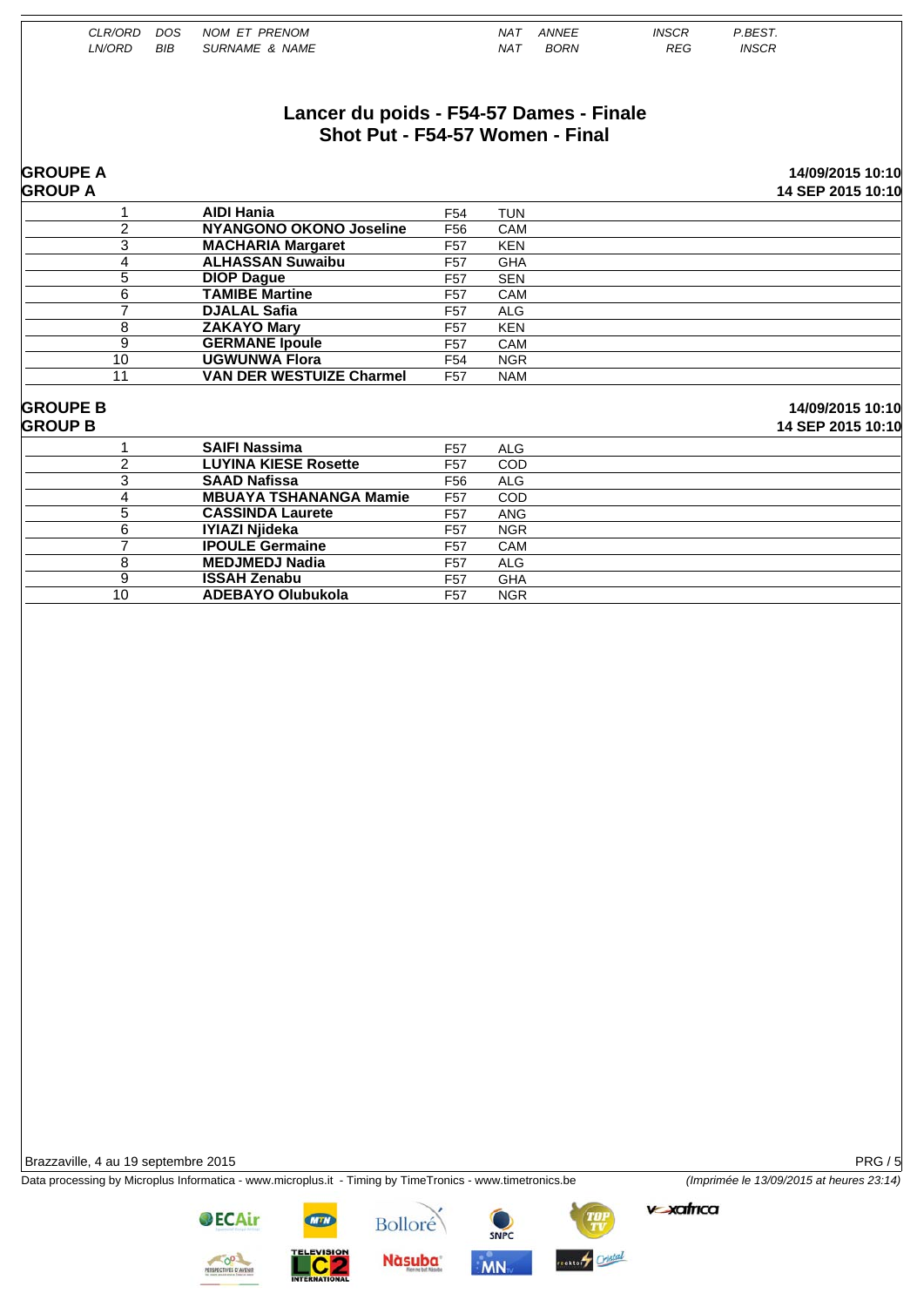| CLR/ORD LN/ORD | DOS BIB | NOM ET PRENOM SURNAME & NAME | | NAT NAT | ANNEE BORN | INSCR REG | P.BEST. INSCR |
|---|---|---|---|---|---|---|---|

# Lancer du poids - F54-57 Dames - Finale
# Shot Put - F54-57 Women - Final

**GROUPE A**
**GROUP A**

**14/09/2015 10:10**
**14 SEP 2015 10:10**

| | | | |
|---|---|---|---|
| 1 | **AIDI Hania** | F54 | TUN |
| 2 | **NYANGONO OKONO Joseline** | F56 | CAM |
| 3 | **MACHARIA Margaret** | F57 | KEN |
| 4 | **ALHASSAN Suwaibu** | F57 | GHA |
| 5 | **DIOP Dague** | F57 | SEN |
| 6 | **TAMIBE Martine** | F57 | CAM |
| 7 | **DJALAL Safia** | F57 | ALG |
| 8 | **ZAKAYO Mary** | F57 | KEN |
| 9 | **GERMANE Ipoule** | F57 | CAM |
| 10 | **UGWUNWA Flora** | F54 | NGR |
| 11 | **VAN DER WESTUIZE Charmel** | F57 | NAM |

**GROUPE B**
**GROUP B**

**14/09/2015 10:10**
**14 SEP 2015 10:10**

| | | | |
|---|---|---|---|
| 1 | **SAIFI Nassima** | F57 | ALG |
| 2 | **LUYINA KIESE Rosette** | F57 | COD |
| 3 | **SAAD Nafissa** | F56 | ALG |
| 4 | **MBUAYA TSHANANGA Mamie** | F57 | COD |
| 5 | **CASSINDA Laurete** | F57 | ANG |
| 6 | **IYIAZI Njideka** | F57 | NGR |
| 7 | **IPOULE Germaine** | F57 | CAM |
| 8 | **MEDJMEDJ Nadia** | F57 | ALG |
| 9 | **ISSAH Zenabu** | F57 | GHA |
| 10 | **ADEBAYO Olubukola** | F57 | NGR |

Brazzaville, 4 au 19 septembre 2015

Data processing by Microplus Informatica - www.microplus.it - Timing by TimeTronics - www.timetronics.be

*(Imprimée le 13/09/2015 at heures 23:14)*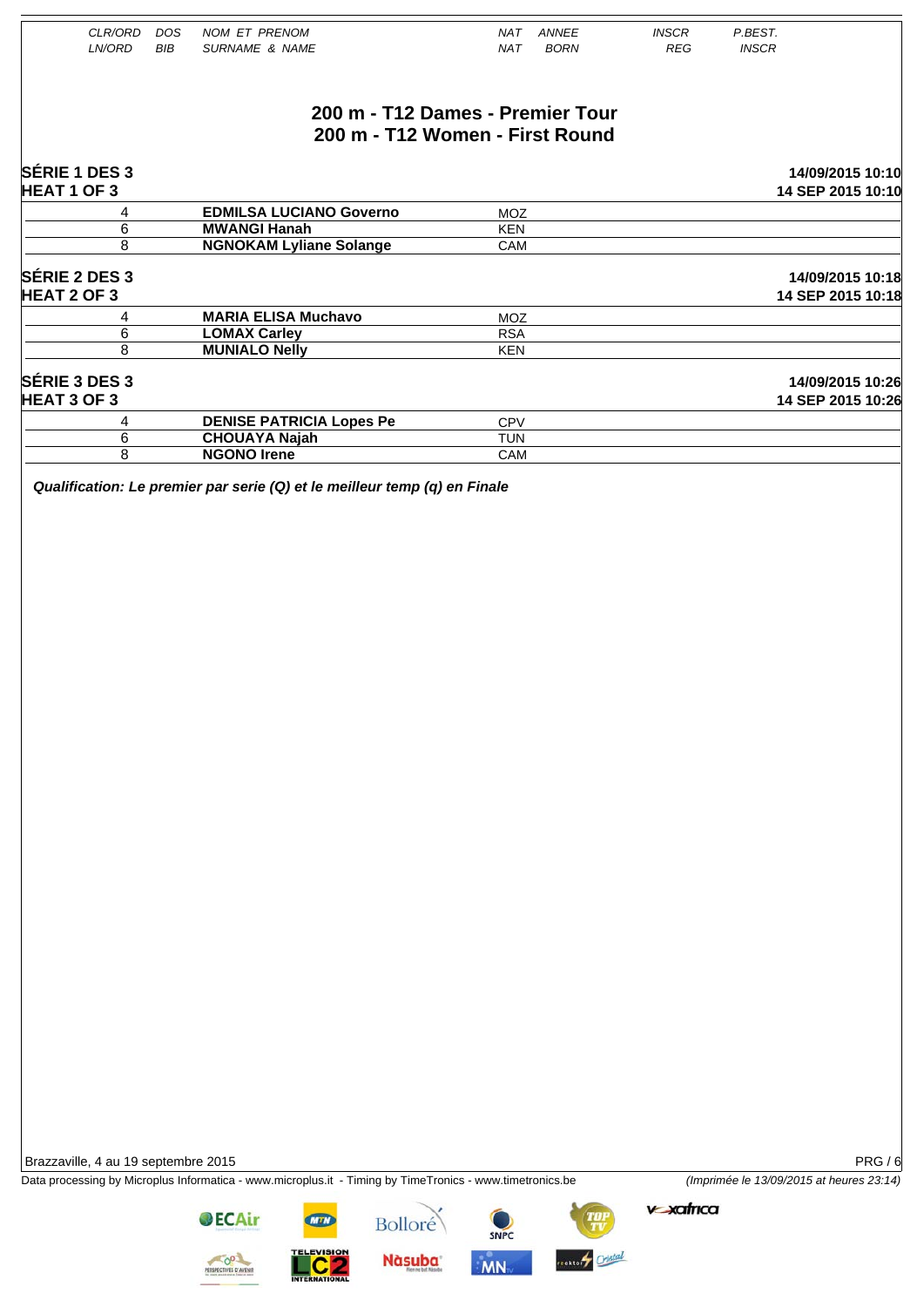# 200 m - T12 Dames - Premier Tour
# 200 m - T12 Women - First Round

| CLR/ORD LN/ORD | DOS BIB | NOM ET PRENOM SURNAME & NAME | NAT NAT | ANNEE BORN | INSCR REG | P.BEST. INSCR |
|---|---|---|---|---|---|---|

## SÉRIE 1 DES 3 / HEAT 1 OF 3

**14/09/2015 10:10 / 14 SEP 2015 10:10**

| LN/ORD | BIB | SURNAME & NAME | NAT | BORN | REG | INSCR |
|---|---|---|---|---|---|---|
| 4 | | **EDMILSA LUCIANO Governo** | MOZ | | | |
| 6 | | **MWANGI Hanah** | KEN | | | |
| 8 | | **NGNOKAM Lyliane Solange** | CAM | | | |

## SÉRIE 2 DES 3 / HEAT 2 OF 3

**14/09/2015 10:18 / 14 SEP 2015 10:18**

| LN/ORD | BIB | SURNAME & NAME | NAT | BORN | REG | INSCR |
|---|---|---|---|---|---|---|
| 4 | | **MARIA ELISA Muchavo** | MOZ | | | |
| 6 | | **LOMAX Carley** | RSA | | | |
| 8 | | **MUNIALO Nelly** | KEN | | | |

## SÉRIE 3 DES 3 / HEAT 3 OF 3

**14/09/2015 10:26 / 14 SEP 2015 10:26**

| LN/ORD | BIB | SURNAME & NAME | NAT | BORN | REG | INSCR |
|---|---|---|---|---|---|---|
| 4 | | **DENISE PATRICIA Lopes Pe** | CPV | | | |
| 6 | | **CHOUAYA Najah** | TUN | | | |
| 8 | | **NGONO Irene** | CAM | | | |

***Qualification: Le premier par serie (Q) et le meilleur temp (q) en Finale***

Brazzaville, 4 au 19 septembre 2015

Data processing by Microplus Informatica - www.microplus.it - Timing by TimeTronics - www.timetronics.be *(Imprimée le 13/09/2015 at heures 23:14)*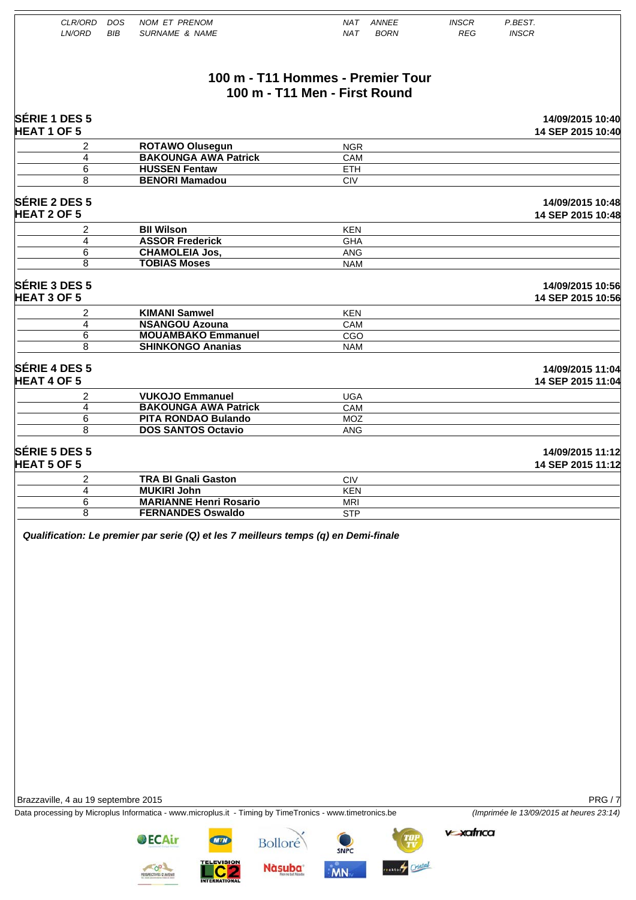| CLR/ORD<br>LN/ORD | DOS<br>BIB | NOM ET PRENOM<br>SURNAME & NAME | NAT<br>NAT | ANNEE<br>BORN | INSCR<br>REG | P.BEST.<br>INSCR |
|---|---|---|---|---|---|---|

# 100 m - T11 Hommes - Premier Tour
# 100 m - T11 Men - First Round

## SÉRIE 1 DES 5 — HEAT 1 OF 5

14/09/2015 10:40 — 14 SEP 2015 10:40

| LN/ORD | SURNAME & NAME | NAT |
|---|---|---|
| 2 | **ROTAWO Olusegun** | NGR |
| 4 | **BAKOUNGA AWA Patrick** | CAM |
| 6 | **HUSSEN Fentaw** | ETH |
| 8 | **BENORI Mamadou** | CIV |

## SÉRIE 2 DES 5 — HEAT 2 OF 5

14/09/2015 10:48 — 14 SEP 2015 10:48

| LN/ORD | SURNAME & NAME | NAT |
|---|---|---|
| 2 | **BII Wilson** | KEN |
| 4 | **ASSOR Frederick** | GHA |
| 6 | **CHAMOLEIA Jos,** | ANG |
| 8 | **TOBIAS Moses** | NAM |

## SÉRIE 3 DES 5 — HEAT 3 OF 5

14/09/2015 10:56 — 14 SEP 2015 10:56

| LN/ORD | SURNAME & NAME | NAT |
|---|---|---|
| 2 | **KIMANI Samwel** | KEN |
| 4 | **NSANGOU Azouna** | CAM |
| 6 | **MOUAMBAKO Emmanuel** | CGO |
| 8 | **SHINKONGO Ananias** | NAM |

## SÉRIE 4 DES 5 — HEAT 4 OF 5

14/09/2015 11:04 — 14 SEP 2015 11:04

| LN/ORD | SURNAME & NAME | NAT |
|---|---|---|
| 2 | **VUKOJO Emmanuel** | UGA |
| 4 | **BAKOUNGA AWA Patrick** | CAM |
| 6 | **PITA RONDAO Bulando** | MOZ |
| 8 | **DOS SANTOS Octavio** | ANG |

## SÉRIE 5 DES 5 — HEAT 5 OF 5

14/09/2015 11:12 — 14 SEP 2015 11:12

| LN/ORD | SURNAME & NAME | NAT |
|---|---|---|
| 2 | **TRA BI Gnali Gaston** | CIV |
| 4 | **MUKIRI John** | KEN |
| 6 | **MARIANNE Henri Rosario** | MRI |
| 8 | **FERNANDES Oswaldo** | STP |

***Qualification: Le premier par serie (Q) et les 7 meilleurs temps (q) en Demi-finale***

Brazzaville, 4 au 19 septembre 2015

Data processing by Microplus Informatica - www.microplus.it - Timing by TimeTronics - www.timetronics.be — *(Imprimée le 13/09/2015 at heures 23:14)*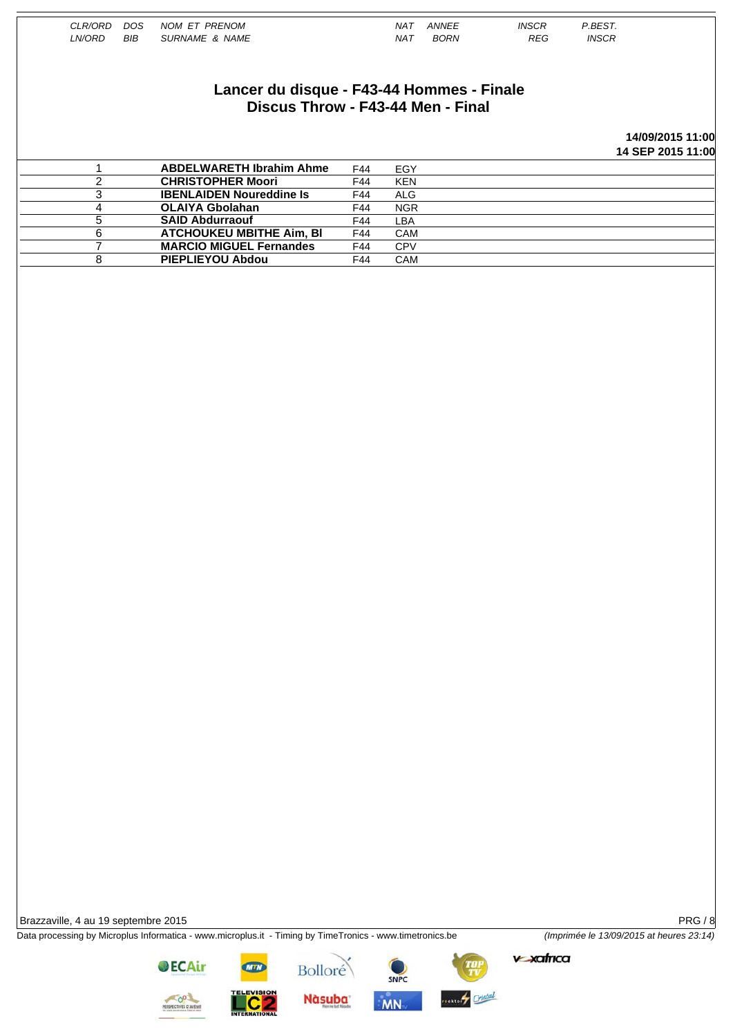| CLR/ORD LN/ORD | DOS BIB | NOM ET PRENOM SURNAME & NAME | | NAT NAT | ANNEE BORN | INSCR REG | P.BEST. INSCR |
|---|---|---|---|---|---|---|---|

# Lancer du disque - F43-44 Hommes - Finale
## Discus Throw - F43-44 Men - Final

**14/09/2015 11:00**
**14 SEP 2015 11:00**

| CLR/ORD LN/ORD | DOS BIB | NOM ET PRENOM SURNAME & NAME | | NAT | ANNEE BORN | INSCR REG | P.BEST. INSCR |
|---|---|---|---|---|---|---|---|
| 1 | | **ABDELWARETH Ibrahim Ahme** | F44 | EGY | | | |
| 2 | | **CHRISTOPHER Moori** | F44 | KEN | | | |
| 3 | | **IBENLAIDEN Noureddine Is** | F44 | ALG | | | |
| 4 | | **OLAIYA Gbolahan** | F44 | NGR | | | |
| 5 | | **SAID Abdurraouf** | F44 | LBA | | | |
| 6 | | **ATCHOUKEU MBITHE Aim, Bl** | F44 | CAM | | | |
| 7 | | **MARCIO MIGUEL Fernandes** | F44 | CPV | | | |
| 8 | | **PIEPLIEYOU Abdou** | F44 | CAM | | | |

Brazzaville, 4 au 19 septembre 2015

PRG / 8

Data processing by Microplus Informatica - www.microplus.it - Timing by TimeTronics - www.timetronics.be

*(Imprimée le 13/09/2015 at heures 23:14)*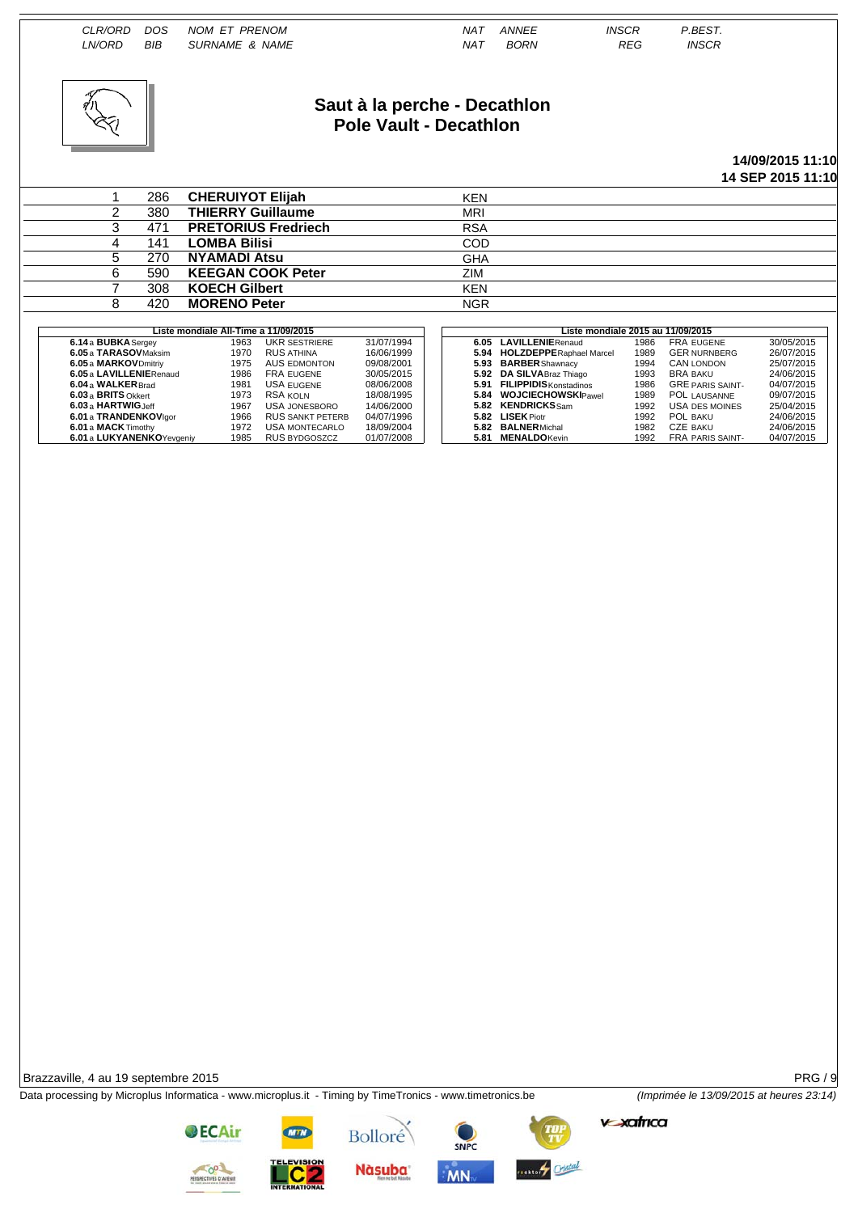| CLR/ORD<br>LN/ORD | DOS<br>BIB | NOM ET PRENOM<br>SURNAME & NAME | NAT<br>NAT | ANNEE<br>BORN | INSCR<br>REG | P.BEST.<br>INSCR |
|---|---|---|---|---|---|---|

# Saut à la perche - Decathlon
# Pole Vault - Decathlon

**14/09/2015 11:10**
**14 SEP 2015 11:10**

| CLR/ORD | DOS | NOM ET PRENOM | NAT |
|---|---|---|---|
| 1 | 286 | **CHERUIYOT Elijah** | KEN |
| 2 | 380 | **THIERRY Guillaume** | MRI |
| 3 | 471 | **PRETORIUS Fredriech** | RSA |
| 4 | 141 | **LOMBA Bilisi** | COD |
| 5 | 270 | **NYAMADI Atsu** | GHA |
| 6 | 590 | **KEEGAN COOK Peter** | ZIM |
| 7 | 308 | **KOECH Gilbert** | KEN |
| 8 | 420 | **MORENO Peter** | NGR |

**Liste mondiale All-Time a 11/09/2015**

| Perf | Athlete | Born | Nat / Venue | Date |
|---|---|---|---|---|
| 6.14 a | **BUBKA** Sergey | 1963 | UKR SESTRIERE | 31/07/1994 |
| 6.05 a | **TARASOV** Maksim | 1970 | RUS ATHINA | 16/06/1999 |
| 6.05 a | **MARKOV** Dmitriy | 1975 | AUS EDMONTON | 09/08/2001 |
| 6.05 a | **LAVILLENIE** Renaud | 1986 | FRA EUGENE | 30/05/2015 |
| 6.04 a | **WALKER** Brad | 1981 | USA EUGENE | 08/06/2008 |
| 6.03 a | **BRITS** Okkert | 1973 | RSA KOLN | 18/08/1995 |
| 6.03 a | **HARTWIG** Jeff | 1967 | USA JONESBORO | 14/06/2000 |
| 6.01 a | **TRANDENKOV** Igor | 1966 | RUS SANKT PETERB | 04/07/1996 |
| 6.01 a | **MACK** Timothy | 1972 | USA MONTECARLO | 18/09/2004 |
| 6.01 a | **LUKYANENKO** Yevgeniy | 1985 | RUS BYDGOSZCZ | 01/07/2008 |

**Liste mondiale 2015 au 11/09/2015**

| Perf | Athlete | Born | Nat / Venue | Date |
|---|---|---|---|---|
| 6.05 | **LAVILLENIE** Renaud | 1986 | FRA EUGENE | 30/05/2015 |
| 5.94 | **HOLZDEPPE** Raphael Marcel | 1989 | GER NURNBERG | 26/07/2015 |
| 5.93 | **BARBER** Shawnacy | 1994 | CAN LONDON | 25/07/2015 |
| 5.92 | **DA SILVA** Braz Thiago | 1993 | BRA BAKU | 24/06/2015 |
| 5.91 | **FILIPPIDIS** Konstadinos | 1986 | GRE PARIS SAINT- | 04/07/2015 |
| 5.84 | **WOJCIECHOWSKI** Pawel | 1989 | POL LAUSANNE | 09/07/2015 |
| 5.82 | **KENDRICKS** Sam | 1992 | USA DES MOINES | 25/04/2015 |
| 5.82 | **LISEK** Piotr | 1992 | POL BAKU | 24/06/2015 |
| 5.82 | **BALNER** Michal | 1982 | CZE BAKU | 24/06/2015 |
| 5.81 | **MENALDO** Kevin | 1992 | FRA PARIS SAINT- | 04/07/2015 |

Brazzaville, 4 au 19 septembre 2015

Data processing by Microplus Informatica - www.microplus.it - Timing by TimeTronics - www.timetronics.be

*(Imprimée le 13/09/2015 at heures 23:14)*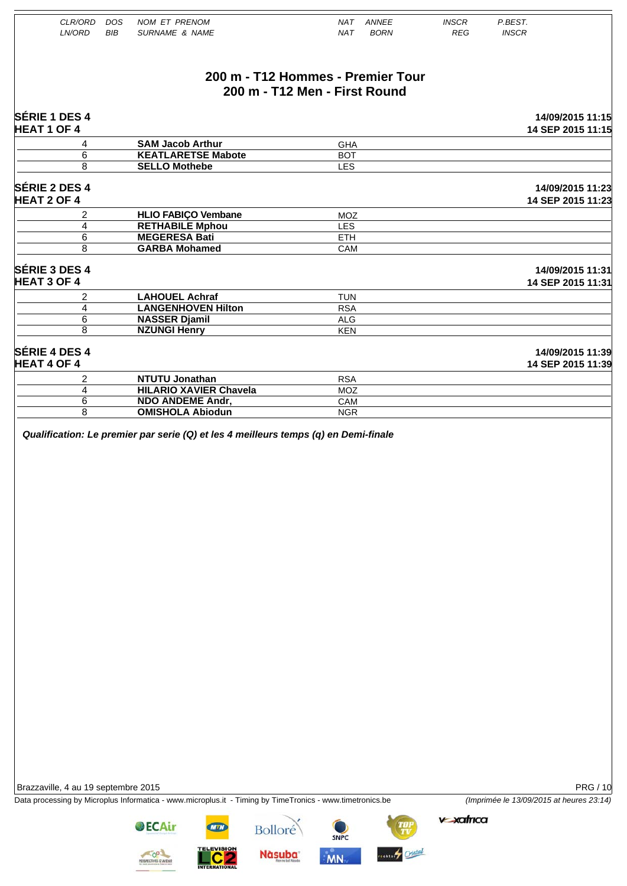| CLR/ORD LN/ORD | DOS BIB | NOM ET PRENOM SURNAME & NAME | NAT NAT | ANNEE BORN | INSCR REG | P.BEST. INSCR |
|---|---|---|---|---|---|---|

# 200 m - T12 Hommes - Premier Tour
## 200 m - T12 Men - First Round

### SÉRIE 1 DES 4 / HEAT 1 OF 4
14/09/2015 11:15 / 14 SEP 2015 11:15

| | | | |
|---|---|---|---|
| 4 | | **SAM Jacob Arthur** | GHA |
| 6 | | **KEATLARETSE Mabote** | BOT |
| 8 | | **SELLO Mothebe** | LES |

### SÉRIE 2 DES 4 / HEAT 2 OF 4
14/09/2015 11:23 / 14 SEP 2015 11:23

| | | | |
|---|---|---|---|
| 2 | | **HLIO FABIÇO Vembane** | MOZ |
| 4 | | **RETHABILE Mphou** | LES |
| 6 | | **MEGERESA Bati** | ETH |
| 8 | | **GARBA Mohamed** | CAM |

### SÉRIE 3 DES 4 / HEAT 3 OF 4
14/09/2015 11:31 / 14 SEP 2015 11:31

| | | | |
|---|---|---|---|
| 2 | | **LAHOUEL Achraf** | TUN |
| 4 | | **LANGENHOVEN Hilton** | RSA |
| 6 | | **NASSER Djamil** | ALG |
| 8 | | **NZUNGI Henry** | KEN |

### SÉRIE 4 DES 4 / HEAT 4 OF 4
14/09/2015 11:39 / 14 SEP 2015 11:39

| | | | |
|---|---|---|---|
| 2 | | **NTUTU Jonathan** | RSA |
| 4 | | **HILARIO XAVIER Chavela** | MOZ |
| 6 | | **NDO ANDEME Andr,** | CAM |
| 8 | | **OMISHOLA Abiodun** | NGR |

***Qualification: Le premier par serie (Q) et les 4 meilleurs temps (q) en Demi-finale***

Brazzaville, 4 au 19 septembre 2015

Data processing by Microplus Informatica - www.microplus.it - Timing by TimeTronics - www.timetronics.be *(Imprimée le 13/09/2015 at heures 23:14)*